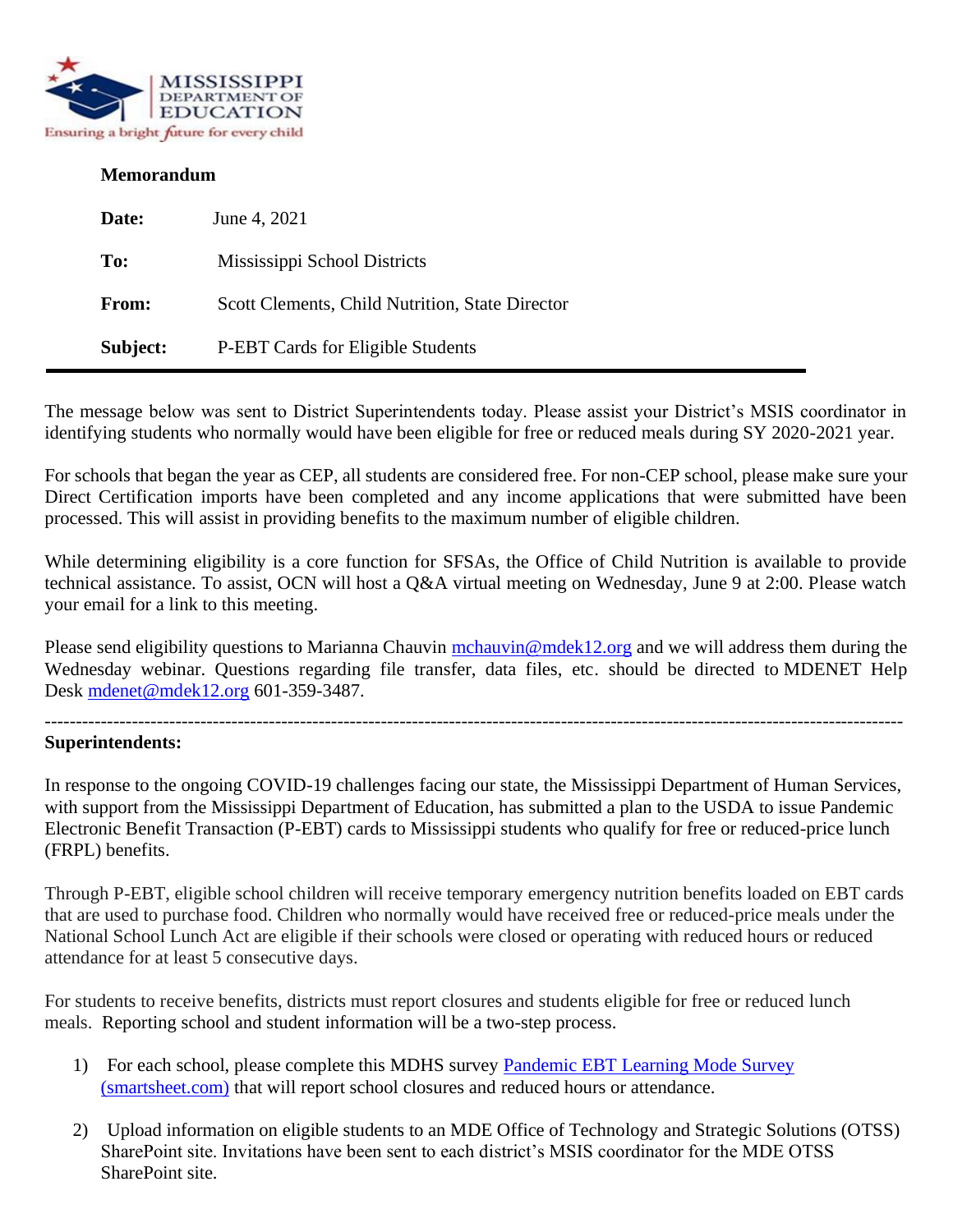MISSISSIPPI DEPARTMENT OF EDUCATION
Ensuring a bright future for every child

**Memorandum**

**Date:** June 4, 2021

**To:** Mississippi School Districts

**From:** Scott Clements, Child Nutrition, State Director

**Subject:** P-EBT Cards for Eligible Students

---

The message below was sent to District Superintendents today. Please assist your District's MSIS coordinator in identifying students who normally would have been eligible for free or reduced meals during SY 2020-2021 year.

For schools that began the year as CEP, all students are considered free. For non-CEP school, please make sure your Direct Certification imports have been completed and any income applications that were submitted have been processed. This will assist in providing benefits to the maximum number of eligible children.

While determining eligibility is a core function for SFSAs, the Office of Child Nutrition is available to provide technical assistance. To assist, OCN will host a Q&A virtual meeting on Wednesday, June 9 at 2:00. Please watch your email for a link to this meeting.

Please send eligibility questions to Marianna Chauvin mchauvin@mdek12.org and we will address them during the Wednesday webinar. Questions regarding file transfer, data files, etc. should be directed to MDENET Help Desk mdenet@mdek12.org 601-359-3487.

------------------------------------------------------------------------------------------------------------------------------------

**Superintendents:**

In response to the ongoing COVID-19 challenges facing our state, the Mississippi Department of Human Services, with support from the Mississippi Department of Education, has submitted a plan to the USDA to issue Pandemic Electronic Benefit Transaction (P-EBT) cards to Mississippi students who qualify for free or reduced-price lunch (FRPL) benefits.

Through P-EBT, eligible school children will receive temporary emergency nutrition benefits loaded on EBT cards that are used to purchase food. Children who normally would have received free or reduced-price meals under the National School Lunch Act are eligible if their schools were closed or operating with reduced hours or reduced attendance for at least 5 consecutive days.

For students to receive benefits, districts must report closures and students eligible for free or reduced lunch meals. Reporting school and student information will be a two-step process.

1) For each school, please complete this MDHS survey Pandemic EBT Learning Mode Survey (smartsheet.com) that will report school closures and reduced hours or attendance.

2) Upload information on eligible students to an MDE Office of Technology and Strategic Solutions (OTSS) SharePoint site. Invitations have been sent to each district's MSIS coordinator for the MDE OTSS SharePoint site.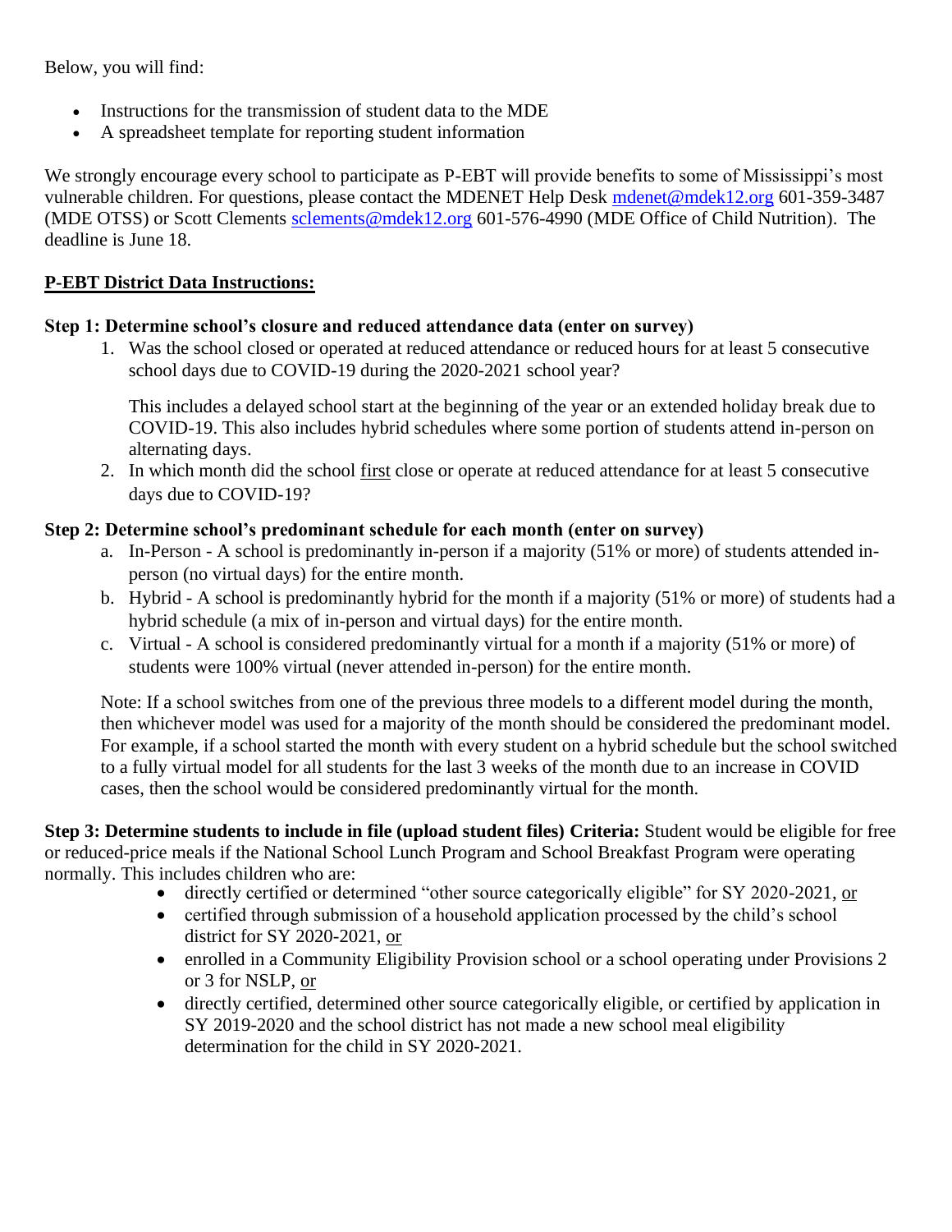Below, you will find:

- Instructions for the transmission of student data to the MDE
- A spreadsheet template for reporting student information

We strongly encourage every school to participate as P-EBT will provide benefits to some of Mississippi's most vulnerable children. For questions, please contact the MDENET Help Desk [mdenet@mdek12.org](mailto:mdenet@mdek12.org) 601-359-3487 (MDE OTSS) or Scott Clements [sclements@mdek12.org](mailto:sclements@mdek12.org) 601-576-4990 (MDE Office of Child Nutrition). The deadline is June 18.

## P-EBT District Data Instructions:

**Step 1: Determine school's closure and reduced attendance data (enter on survey)**

1. Was the school closed or operated at reduced attendance or reduced hours for at least 5 consecutive school days due to COVID-19 during the 2020-2021 school year?

   This includes a delayed school start at the beginning of the year or an extended holiday break due to COVID-19. This also includes hybrid schedules where some portion of students attend in-person on alternating days.

2. In which month did the school first close or operate at reduced attendance for at least 5 consecutive days due to COVID-19?

**Step 2: Determine school's predominant schedule for each month (enter on survey)**

a. In-Person - A school is predominantly in-person if a majority (51% or more) of students attended in-person (no virtual days) for the entire month.
b. Hybrid - A school is predominantly hybrid for the month if a majority (51% or more) of students had a hybrid schedule (a mix of in-person and virtual days) for the entire month.
c. Virtual - A school is considered predominantly virtual for a month if a majority (51% or more) of students were 100% virtual (never attended in-person) for the entire month.

Note: If a school switches from one of the previous three models to a different model during the month, then whichever model was used for a majority of the month should be considered the predominant model. For example, if a school started the month with every student on a hybrid schedule but the school switched to a fully virtual model for all students for the last 3 weeks of the month due to an increase in COVID cases, then the school would be considered predominantly virtual for the month.

**Step 3: Determine students to include in file (upload student files) Criteria:** Student would be eligible for free or reduced-price meals if the National School Lunch Program and School Breakfast Program were operating normally. This includes children who are:

- directly certified or determined "other source categorically eligible" for SY 2020-2021, or
- certified through submission of a household application processed by the child's school district for SY 2020-2021, or
- enrolled in a Community Eligibility Provision school or a school operating under Provisions 2 or 3 for NSLP, or
- directly certified, determined other source categorically eligible, or certified by application in SY 2019-2020 and the school district has not made a new school meal eligibility determination for the child in SY 2020-2021.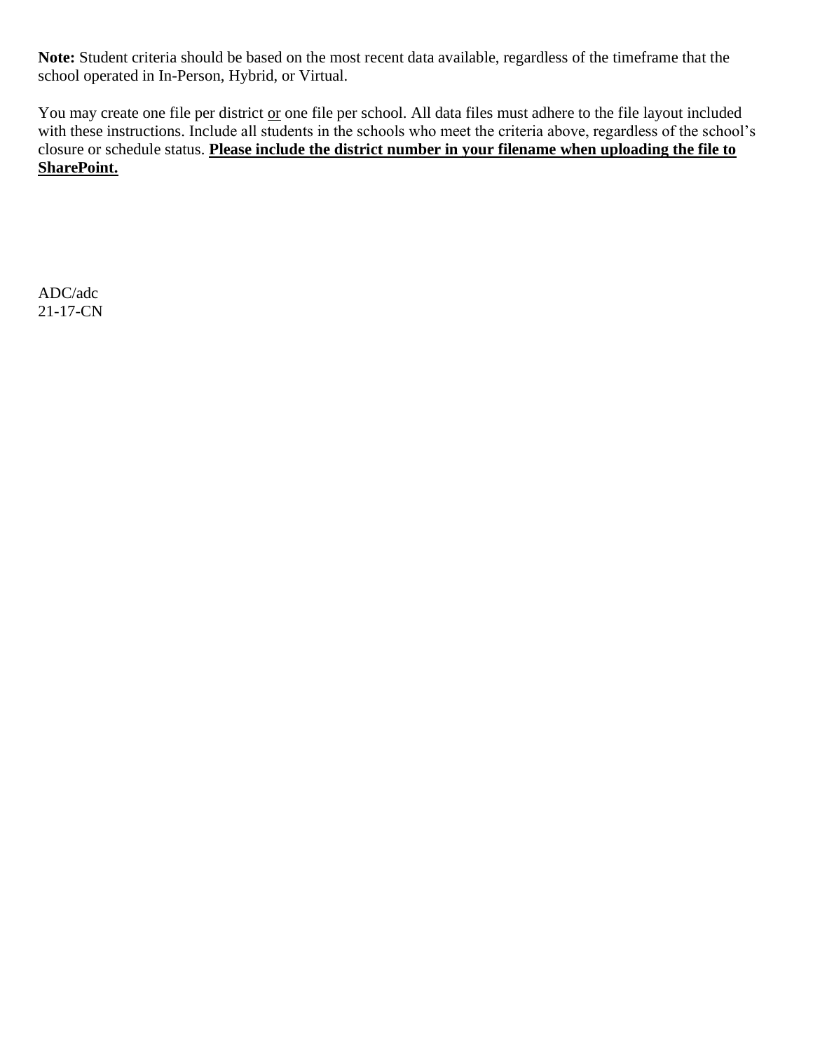**Note:** Student criteria should be based on the most recent data available, regardless of the timeframe that the school operated in In-Person, Hybrid, or Virtual.

You may create one file per district <u>or</u> one file per school. All data files must adhere to the file layout included with these instructions. Include all students in the schools who meet the criteria above, regardless of the school's closure or schedule status. **<u>Please include the district number in your filename when uploading the file to SharePoint.</u>**

ADC/adc
21-17-CN